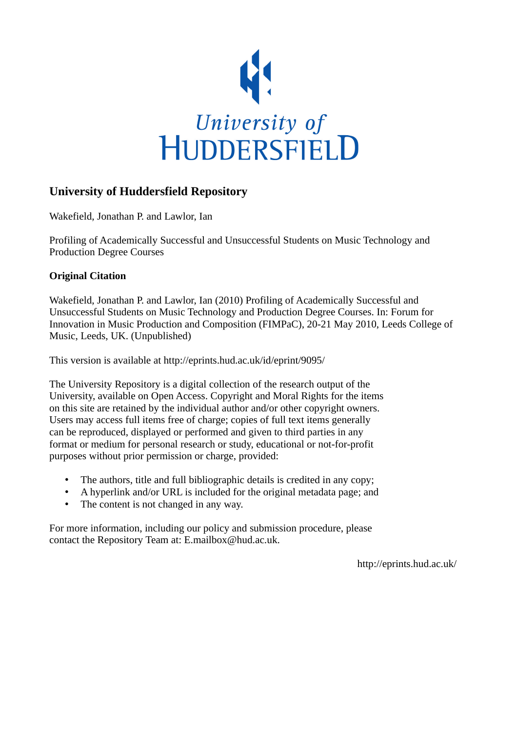University of
HUDDERSFIELD

## University of Huddersfield Repository

Wakefield, Jonathan P. and Lawlor, Ian

Profiling of Academically Successful and Unsuccessful Students on Music Technology and Production Degree Courses

### Original Citation

Wakefield, Jonathan P. and Lawlor, Ian (2010) Profiling of Academically Successful and Unsuccessful Students on Music Technology and Production Degree Courses. In: Forum for Innovation in Music Production and Composition (FIMPaC), 20-21 May 2010, Leeds College of Music, Leeds, UK. (Unpublished)

This version is available at http://eprints.hud.ac.uk/id/eprint/9095/

The University Repository is a digital collection of the research output of the University, available on Open Access. Copyright and Moral Rights for the items on this site are retained by the individual author and/or other copyright owners. Users may access full items free of charge; copies of full text items generally can be reproduced, displayed or performed and given to third parties in any format or medium for personal research or study, educational or not-for-profit purposes without prior permission or charge, provided:

- The authors, title and full bibliographic details is credited in any copy;
- A hyperlink and/or URL is included for the original metadata page; and
- The content is not changed in any way.

For more information, including our policy and submission procedure, please contact the Repository Team at: E.mailbox@hud.ac.uk.

http://eprints.hud.ac.uk/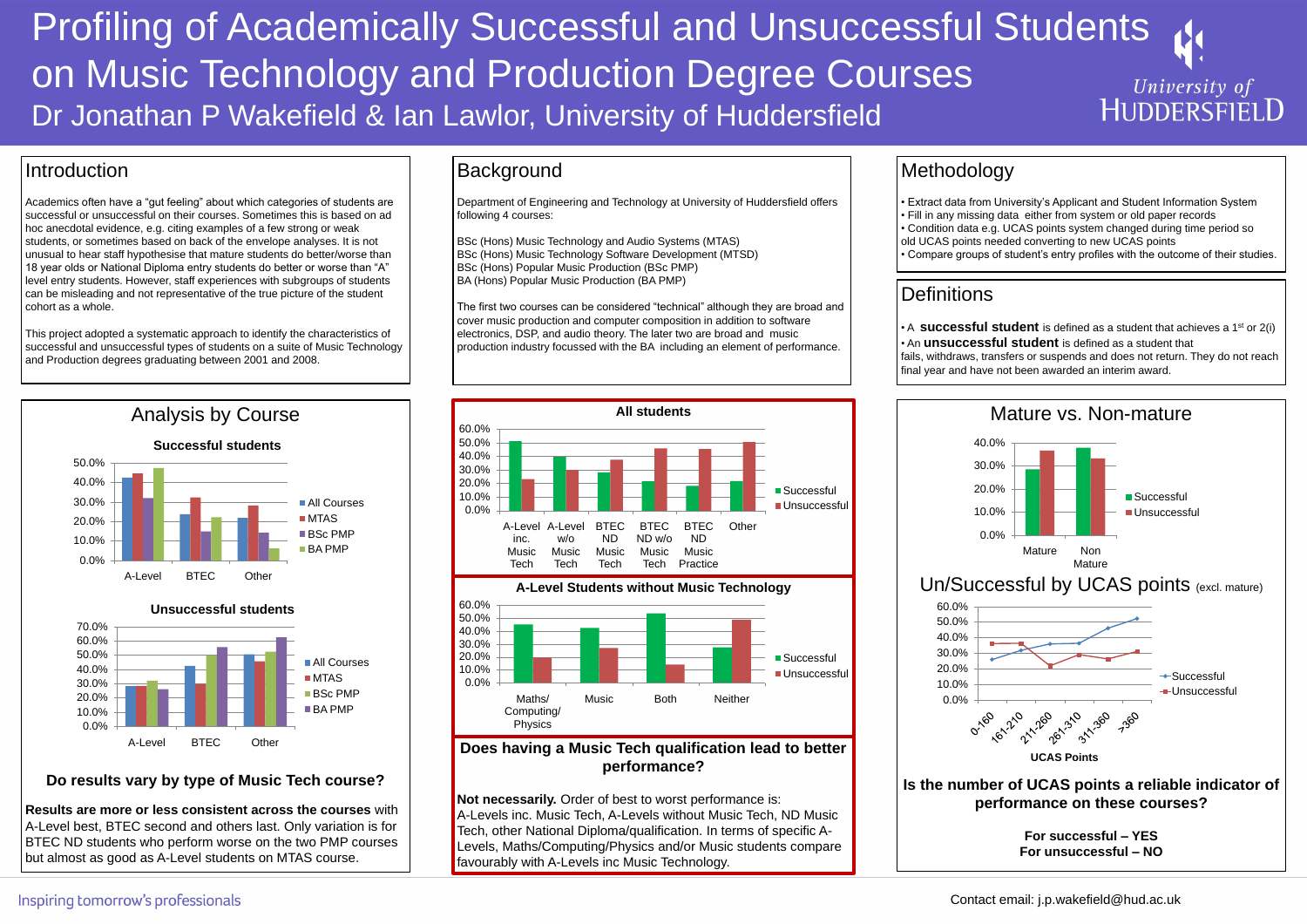# Profiling of Academically Successful and Unsuccessful Students on Music Technology and Production Degree Courses

Dr Jonathan P Wakefield & Ian Lawlor, University of Huddersfield

University of Huddersfield

## Introduction

Academics often have a "gut feeling" about which categories of students are successful or unsuccessful on their courses. Sometimes this is based on ad hoc anecdotal evidence, e.g. citing examples of a few strong or weak students, or sometimes based on back of the envelope analyses. It is not unusual to hear staff hypothesise that mature students do better/worse than 18 year olds or National Diploma entry students do better or worse than "A" level entry students. However, staff experiences with subgroups of students can be misleading and not representative of the true picture of the student cohort as a whole.

This project adopted a systematic approach to identify the characteristics of successful and unsuccessful types of students on a suite of Music Technology and Production degrees graduating between 2001 and 2008.

## Background

Department of Engineering and Technology at University of Huddersfield offers following 4 courses:

BSc (Hons) Music Technology and Audio Systems (MTAS)
BSc (Hons) Music Technology Software Development (MTSD)
BSc (Hons) Popular Music Production (BSc PMP)
BA (Hons) Popular Music Production (BA PMP)

The first two courses can be considered "technical" although they are broad and cover music production and computer composition in addition to software electronics, DSP, and audio theory. The later two are broad and music production industry focussed with the BA including an element of performance.

## Methodology

- Extract data from University's Applicant and Student Information System
- Fill in any missing data either from system or old paper records
- Condition data e.g. UCAS points system changed during time period so old UCAS points needed converting to new UCAS points
- Compare groups of student's entry profiles with the outcome of their studies.

## Definitions

- A **successful student** is defined as a student that achieves a 1st or 2(i)
- An **unsuccessful student** is defined as a student that fails, withdraws, transfers or suspends and does not return. They do not reach final year and have not been awarded an interim award.

## Analysis by Course

**Successful students**

50.0%
40.0%
30.0%
20.0%
10.0%
0.0%

A-Level
BTEC
Other

All Courses
MTAS
BSc PMP
BA PMP

**Unsuccessful students**

70.0%
60.0%
50.0%
40.0%
30.0%
20.0%
10.0%
0.0%

A-Level
BTEC
Other

All Courses
MTAS
BSc PMP
BA PMP

**Do results vary by type of Music Tech course?**

**Results are more or less consistent across the courses** with A-Level best, BTEC second and others last. Only variation is for BTEC ND students who perform worse on the two PMP courses but almost as good as A-Level students on MTAS course.

**All students**

60.0%
50.0%
40.0%
30.0%
20.0%
10.0%
0.0%

A-Level inc. Music Tech
A-Level w/o Music Tech
BTEC ND Music Tech
BTEC ND w/o Music Tech
BTEC ND Music Practice
Other

Successful
Unsuccessful

**A-Level Students without Music Technology**

60.0%
50.0%
40.0%
30.0%
20.0%
10.0%
0.0%

Maths/ Computing/ Physics
Music
Both
Neither

Successful
Unsuccessful

**Does having a Music Tech qualification lead to better performance?**

**Not necessarily.** Order of best to worst performance is: A-Levels inc. Music Tech, A-Levels without Music Tech, ND Music Tech, other National Diploma/qualification. In terms of specific A-Levels, Maths/Computing/Physics and/or Music students compare favourably with A-Levels inc Music Technology.

## Mature vs. Non-mature

40.0%
30.0%
20.0%
10.0%
0.0%

Mature
Non Mature

Successful
Unsuccessful

## Un/Successful by UCAS points (excl. mature)

60.0%
50.0%
40.0%
30.0%
20.0%
10.0%
0.0%

0-160
161-210
211-260
261-310
311-360
>360

UCAS Points

Successful
Unsuccessful

**Is the number of UCAS points a reliable indicator of performance on these courses?**

**For successful – YES**
**For unsuccessful – NO**

Inspiring tomorrow's professionals

Contact email: j.p.wakefield@hud.ac.uk